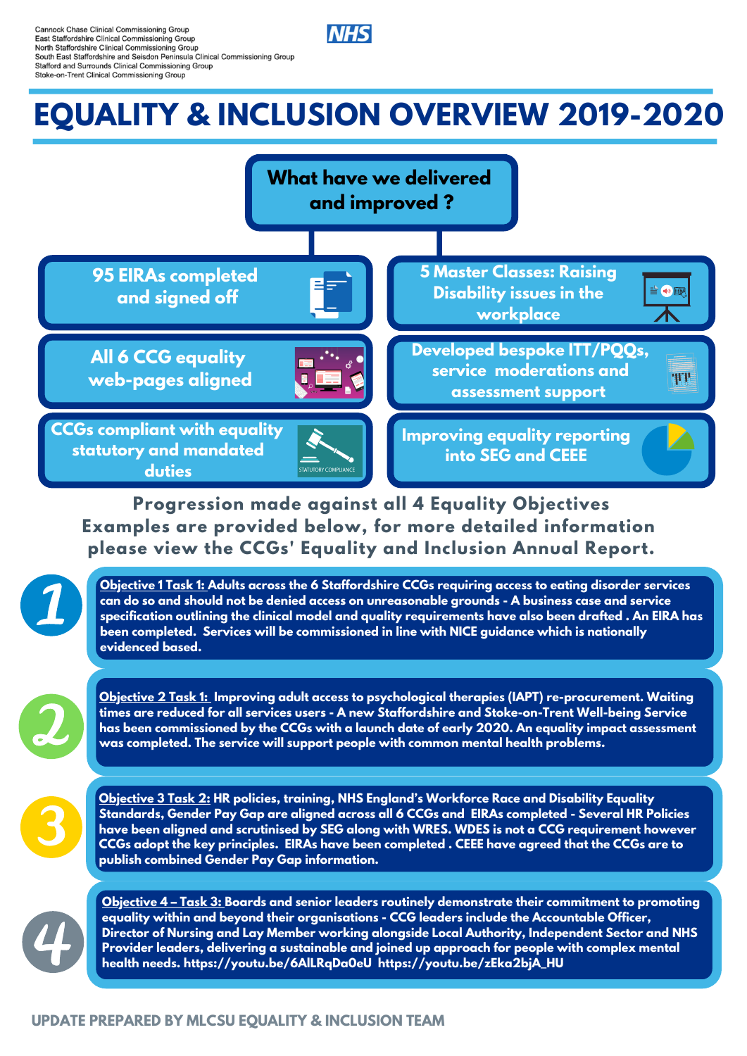Cannock Chase Clinical Commissioning Group
East Staffordshire Clinical Commissioning Group
North Staffordshire Clinical Commissioning Group
South East Staffordshire and Seisdon Peninsula Clinical Commissioning Group
Stafford and Surrounds Clinical Commissioning Group
Stoke-on-Trent Clinical Commissioning Group

NHS

# EQUALITY & INCLUSION OVERVIEW 2019-2020

## What have we delivered and improved ?

- 95 EIRAs completed and signed off
- 5 Master Classes: Raising Disability issues in the workplace
- All 6 CCG equality web-pages aligned
- Developed bespoke ITT/PQQs, service moderations and assessment support
- CCGs compliant with equality statutory and mandated duties
- Improving equality reporting into SEG and CEEE

## Progression made against all 4 Equality Objectives

**Examples are provided below, for more detailed information please view the CCGs' Equality and Inclusion Annual Report.**

**1** — **Objective 1 Task 1:** Adults across the 6 Staffordshire CCGs requiring access to eating disorder services can do so and should not be denied access on unreasonable grounds - A business case and service specification outlining the clinical model and quality requirements have also been drafted . An EIRA has been completed. Services will be commissioned in line with NICE guidance which is nationally evidenced based.

**2** — **Objective 2 Task 1:** Improving adult access to psychological therapies (IAPT) re-procurement. Waiting times are reduced for all services users - A new Staffordshire and Stoke-on-Trent Well-being Service has been commissioned by the CCGs with a launch date of early 2020. An equality impact assessment was completed. The service will support people with common mental health problems.

**3** — **Objective 3 Task 2:** HR policies, training, NHS England's Workforce Race and Disability Equality Standards, Gender Pay Gap are aligned across all 6 CCGs and EIRAs completed - Several HR Policies have been aligned and scrutinised by SEG along with WRES. WDES is not a CCG requirement however CCGs adopt the key principles. EIRAs have been completed . CEEE have agreed that the CCGs are to publish combined Gender Pay Gap information.

**4** — **Objective 4 – Task 3:** Boards and senior leaders routinely demonstrate their commitment to promoting equality within and beyond their organisations - CCG leaders include the Accountable Officer, Director of Nursing and Lay Member working alongside Local Authority, Independent Sector and NHS Provider leaders, delivering a sustainable and joined up approach for people with complex mental health needs. https://youtu.be/6AlLRqDa0eU https://youtu.be/zEka2bjA_HU

UPDATE PREPARED BY MLCSU EQUALITY & INCLUSION TEAM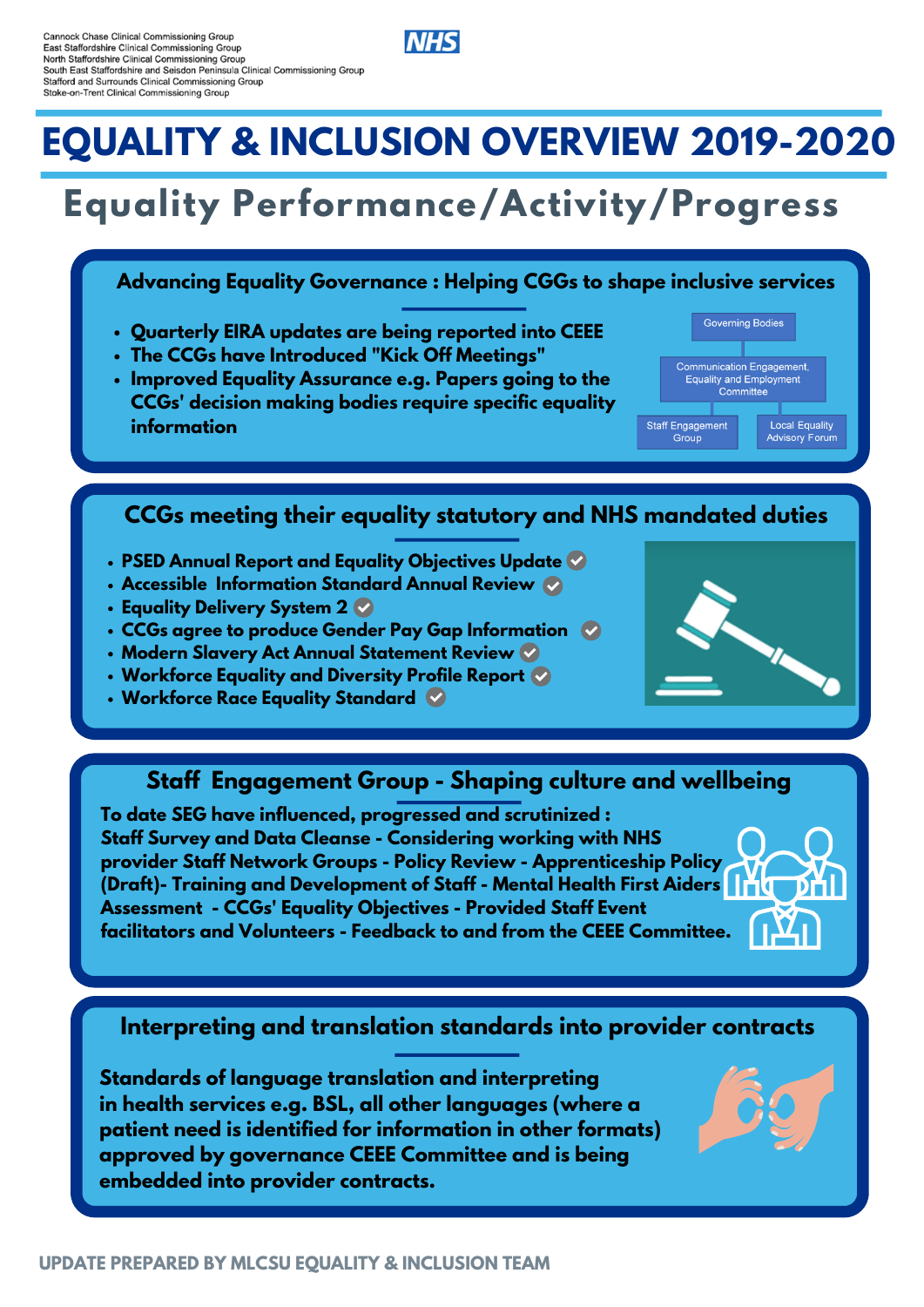Cannock Chase Clinical Commissioning Group
East Staffordshire Clinical Commissioning Group
North Staffordshire Clinical Commissioning Group
South East Staffordshire and Seisdon Peninsula Clinical Commissioning Group
Stafford and Surrounds Clinical Commissioning Group
Stoke-on-Trent Clinical Commissioning Group

NHS

# EQUALITY & INCLUSION OVERVIEW 2019-2020

## Equality Performance/Activity/Progress

### Advancing Equality Governance : Helping CGGs to shape inclusive services

- **Quarterly EIRA updates are being reported into CEEE**
- **The CCGs have Introduced "Kick Off Meetings"**
- **Improved Equality Assurance e.g. Papers going to the CCGs' decision making bodies require specific equality information**

Governing Bodies
Communication Engagement, Equality and Employment Committee
Staff Engagement Group
Local Equality Advisory Forum

### CCGs meeting their equality statutory and NHS mandated duties

- **PSED Annual Report and Equality Objectives Update** ✓
- **Accessible Information Standard Annual Review** ✓
- **Equality Delivery System 2** ✓
- **CCGs agree to produce Gender Pay Gap Information** ✓
- **Modern Slavery Act Annual Statement Review** ✓
- **Workforce Equality and Diversity Profile Report** ✓
- **Workforce Race Equality Standard** ✓

### Staff Engagement Group - Shaping culture and wellbeing

**To date SEG have influenced, progressed and scrutinized : Staff Survey and Data Cleanse - Considering working with NHS provider Staff Network Groups - Policy Review - Apprenticeship Policy (Draft)- Training and Development of Staff - Mental Health First Aiders Assessment - CCGs' Equality Objectives - Provided Staff Event facilitators and Volunteers - Feedback to and from the CEEE Committee.**

### Interpreting and translation standards into provider contracts

**Standards of language translation and interpreting in health services e.g. BSL, all other languages (where a patient need is identified for information in other formats) approved by governance CEEE Committee and is being embedded into provider contracts.**

UPDATE PREPARED BY MLCSU EQUALITY & INCLUSION TEAM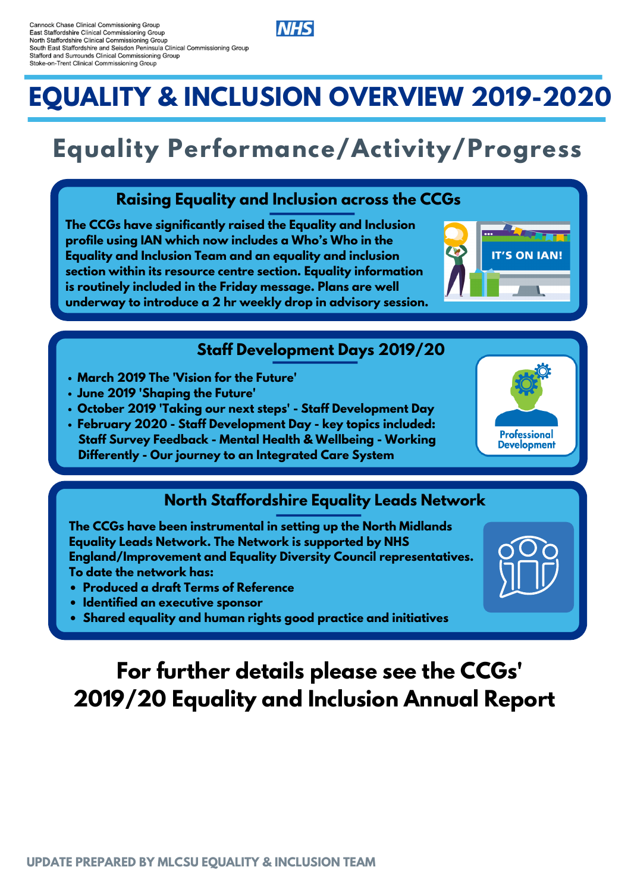Cannock Chase Clinical Commissioning Group
East Staffordshire Clinical Commissioning Group
North Staffordshire Clinical Commissioning Group
South East Staffordshire and Seisdon Peninsula Clinical Commissioning Group
Stafford and Surrounds Clinical Commissioning Group
Stoke-on-Trent Clinical Commissioning Group

NHS

# EQUALITY & INCLUSION OVERVIEW 2019-2020

## Equality Performance/Activity/Progress

### Raising Equality and Inclusion across the CCGs

**The CCGs have significantly raised the Equality and Inclusion profile using IAN which now includes a Who's Who in the Equality and Inclusion Team and an equality and inclusion section within its resource centre section. Equality information is routinely included in the Friday message. Plans are well underway to introduce a 2 hr weekly drop in advisory session.**

IT'S ON IAN!

### Staff Development Days 2019/20

- **March 2019 The 'Vision for the Future'**
- **June 2019 'Shaping the Future'**
- **October 2019 'Taking our next steps' - Staff Development Day**
- **February 2020 - Staff Development Day - key topics included: Staff Survey Feedback - Mental Health & Wellbeing - Working Differently - Our journey to an Integrated Care System**

Professional Development

### North Staffordshire Equality Leads Network

**The CCGs have been instrumental in setting up the North Midlands Equality Leads Network. The Network is supported by NHS England/Improvement and Equality Diversity Council representatives. To date the network has:**

- **Produced a draft Terms of Reference**
- **Identified an executive sponsor**
- **Shared equality and human rights good practice and initiatives**

## For further details please see the CCGs' 2019/20 Equality and Inclusion Annual Report

UPDATE PREPARED BY MLCSU EQUALITY & INCLUSION TEAM